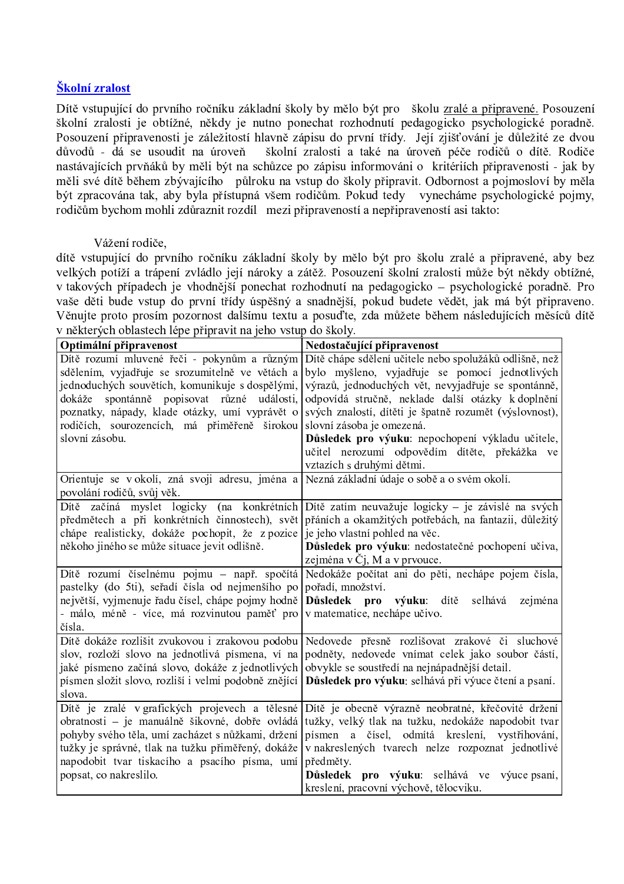## Školní zralost

Dítě vstupující do prvního ročníku základní školy by mělo být pro školu zralé a připravené. Posouzení školní zralosti je obtížné, někdy je nutno ponechat rozhodnutí pedagogicko psychologické poradně. Posouzení připravenosti je záležitostí hlavně zápisu do první třídy. Její zjišťování je důležité ze dvou důvodů - dá se usoudit na úroveň školní zralosti a také na úroveň péče rodičů o dítě. Rodiče nastávajících prvňáků by měli být na schůzce po zápisu informováni o kritériích připravenosti - jak by měli své dítě během zbývajícího půlroku na vstup do školy připravit. Odbornost a pojmosloví by měla být zpracována tak, aby byla přístupná všem rodičům. Pokud tedy vynecháme psychologické pojmy, rodičům bychom mohli zdůraznit rozdíl mezi připraveností a nepřipraveností asi takto:

Vážení rodiče,

dítě vstupující do prvního ročníku základní školy by mělo být pro školu zralé a připravené, aby bez velkých potíží a trápení zvládlo její nároky a zátěž. Posouzení školní zralosti může být někdy obtížné, v takových případech je vhodnější ponechat rozhodnutí na pedagogicko – psychologické poradně. Pro vaše děti bude vstup do první třídy úspěšný a snadnější, pokud budete vědět, jak má být připraveno. Věnujte proto prosím pozornost dalšímu textu a posuďte, zda můžete během následujících měsíců dítě v některých oblastech lépe připravit na jeho vstup do školy.

| Optimální připravenost | Nedostačující připravenost |
|---|---|
| Dítě rozumí mluvené řeči - pokynům a různým sdělením, vyjadřuje se srozumitelně ve větách a jednoduchých souvětích, komunikuje s dospělými, dokáže spontánně popisovat různé události, poznatky, nápady, klade otázky, umí vyprávět o rodičích, sourozencích, má přiměřeně širokou slovní zásobu. | Dítě chápe sdělení učitele nebo spolužáků odlišně, než bylo myšleno, vyjadřuje se pomocí jednotlivých výrazů, jednoduchých vět, nevyjadřuje se spontánně, odpovídá stručně, neklade další otázky k doplnění svých znalostí, dítěti je špatně rozumět (výslovnost), slovní zásoba je omezená. **Důsledek pro výuku**: nepochopení výkladu učitele, učitel nerozumí odpovědím dítěte, překážka ve vztazích s druhými dětmi. |
| Orientuje se v okolí, zná svoji adresu, jména a povolání rodičů, svůj věk. | Nezná základní údaje o sobě a o svém okolí. |
| Dítě začíná myslet logicky (na konkrétních předmětech a při konkrétních činnostech), svět chápe realisticky, dokáže pochopit, že z pozice někoho jiného se může situace jevit odlišně. | Dítě zatím neuvažuje logicky – je závislé na svých přáních a okamžitých potřebách, na fantazii, důležitý je jeho vlastní pohled na věc. **Důsledek pro výuku**: nedostatečné pochopení učiva, zejména v Čj, M a v prvouce. |
| Dítě rozumí číselnému pojmu – např. spočítá pastelky (do 5ti), seřadí čísla od nejmenšího po největší, vyjmenuje řadu čísel, chápe pojmy hodně - málo, méně - více, má rozvinutou paměť pro čísla. | Nedokáže počítat ani do pěti, nechápe pojem čísla, pořadí, množství. **Důsledek pro výuku**: dítě selhává zejména v matematice, nechápe učivo. |
| Dítě dokáže rozlišit zvukovou i zrakovou podobu slov, rozloží slovo na jednotlivá písmena, ví na jaké písmeno začíná slovo, dokáže z jednotlivých písmen složit slovo, rozliší i velmi podobně znějící slova. | Nedovede přesně rozlišovat zrakové či sluchové podněty, nedovede vnímat celek jako soubor částí, obvykle se soustředí na nejnápadnější detail. **Důsledek pro výuku**: selhává při výuce čtení a psaní. |
| Dítě je zralé v grafických projevech a tělesné obratnosti – je manuálně šikovné, dobře ovládá pohyby svého těla, umí zacházet s nůžkami, držení tužky je správné, tlak na tužku přiměřený, dokáže napodobit tvar tiskacího a psacího písma, umí popsat, co nakreslilo. | Dítě je obecně výrazně neobratné, křečovité držení tužky, velký tlak na tužku, nedokáže napodobit tvar písmen a čísel, odmítá kreslení, vystřihování, v nakreslených tvarech nelze rozpoznat jednotlivé předměty. **Důsledek pro výuku**: selhává ve výuce psaní, kreslení, pracovní výchově, tělocviku. |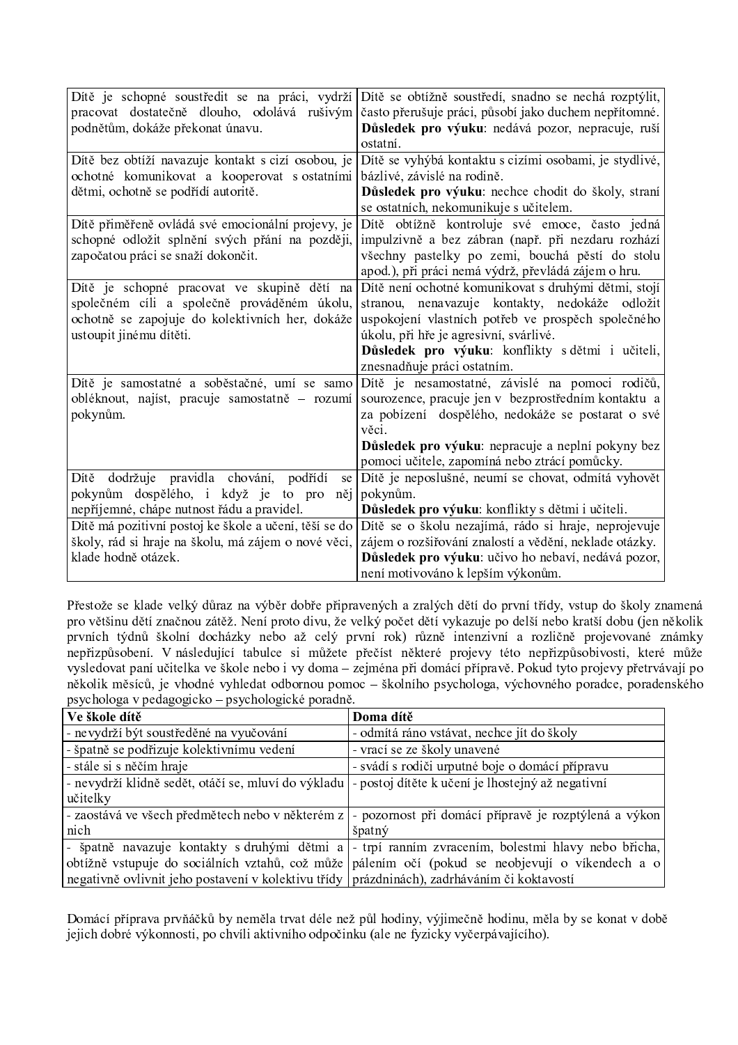| | |
|---|---|
| Dítě je schopné soustředit se na práci, vydrží pracovat dostatečně dlouho, odolává rušivým podnětům, dokáže překonat únavu. | Dítě se obtížně soustředí, snadno se nechá rozptýlit, často přerušuje práci, působí jako duchem nepřítomné. **Důsledek pro výuku**: nedává pozor, nepracuje, ruší ostatní. |
| Dítě bez obtíží navazuje kontakt s cizí osobou, je ochotné komunikovat a kooperovat s ostatními dětmi, ochotně se podřídí autoritě. | Dítě se vyhýbá kontaktu s cizími osobami, je stydlivé, bázlivé, závislé na rodině. **Důsledek pro výuku**: nechce chodit do školy, straní se ostatních, nekomunikuje s učitelem. |
| Dítě přiměřeně ovládá své emocionální projevy, je schopné odložit splnění svých přání na později, započatou práci se snaží dokončit. | Dítě obtížně kontroluje své emoce, často jedná impulzivně a bez zábran (např. při nezdaru rozhází všechny pastelky po zemi, bouchá pěstí do stolu apod.), při práci nemá výdrž, převládá zájem o hru. |
| Dítě je schopné pracovat ve skupině dětí na společném cíli a společně prováděném úkolu, ochotně se zapojuje do kolektivních her, dokáže ustoupit jinému dítěti. | Dítě není ochotné komunikovat s druhými dětmi, stojí stranou, nenavazuje kontakty, nedokáže odložit uspokojení vlastních potřeb ve prospěch společného úkolu, při hře je agresivní, svárlivé. **Důsledek pro výuku**: konflikty s dětmi i učiteli, znesnadňuje práci ostatním. |
| Dítě je samostatné a soběstačné, umí se samo obléknout, najíst, pracuje samostatně – rozumí pokynům. | Dítě je nesamostatné, závislé na pomoci rodičů, sourozence, pracuje jen v bezprostředním kontaktu a za pobízení dospělého, nedokáže se postarat o své věci. **Důsledek pro výuku**: nepracuje a neplní pokyny bez pomoci učitele, zapomíná nebo ztrácí pomůcky. |
| Dítě dodržuje pravidla chování, podřídí se pokynům dospělého, i když je to pro něj nepříjemné, chápe nutnost řádu a pravidel. | Dítě je neposlušné, neumí se chovat, odmítá vyhovět pokynům. **Důsledek pro výuku**: konflikty s dětmi i učiteli. |
| Dítě má pozitivní postoj ke škole a učení, těší se do školy, rád si hraje na školu, má zájem o nové věci, klade hodně otázek. | Dítě se o školu nezajímá, rádo si hraje, neprojevuje zájem o rozšiřování znalostí a vědění, neklade otázky. **Důsledek pro výuku**: učivo ho nebaví, nedává pozor, není motivováno k lepším výkonům. |

Přestože se klade velký důraz na výběr dobře připravených a zralých dětí do první třídy, vstup do školy znamená pro většinu dětí značnou zátěž. Není proto divu, že velký počet dětí vykazuje po delší nebo kratší dobu (jen několik prvních týdnů školní docházky nebo až celý první rok) různě intenzivní a rozličně projevované známky nepřizpůsobení. V následující tabulce si můžete přečíst některé projevy této nepřizpůsobivosti, které může vysledovat paní učitelka ve škole nebo i vy doma – zejména při domácí přípravě. Pokud tyto projevy přetrvávají po několik měsíců, je vhodné vyhledat odbornou pomoc – školního psychologa, výchovného poradce, poradenského psychologa v pedagogicko – psychologické poradně.

| Ve škole dítě | Doma dítě |
|---|---|
| - nevydrží být soustředěné na vyučování | - odmítá ráno vstávat, nechce jít do školy |
| - špatně se podřizuje kolektivnímu vedení | - vrací se ze školy unavené |
| - stále si s něčím hraje | - svádí s rodiči urputné boje o domácí přípravu |
| - nevydrží klidně sedět, otáčí se, mluví do výkladu učitelky | - postoj dítěte k učení je lhostejný až negativní |
| - zaostává ve všech předmětech nebo v některém z nich | - pozornost při domácí přípravě je rozptýlená a výkon špatný |
| - špatně navazuje kontakty s druhými dětmi a obtížně vstupuje do sociálních vztahů, což může negativně ovlivnit jeho postavení v kolektivu třídy | - trpí ranním zvracením, bolestmi hlavy nebo břicha, pálením očí (pokud se neobjevují o víkendech a o prázdninách), zadrháváním či koktavostí |

Domácí příprava prvňáčků by neměla trvat déle než půl hodiny, výjimečně hodinu, měla by se konat v době jejich dobré výkonnosti, po chvíli aktivního odpočinku (ale ne fyzicky vyčerpávajícího).